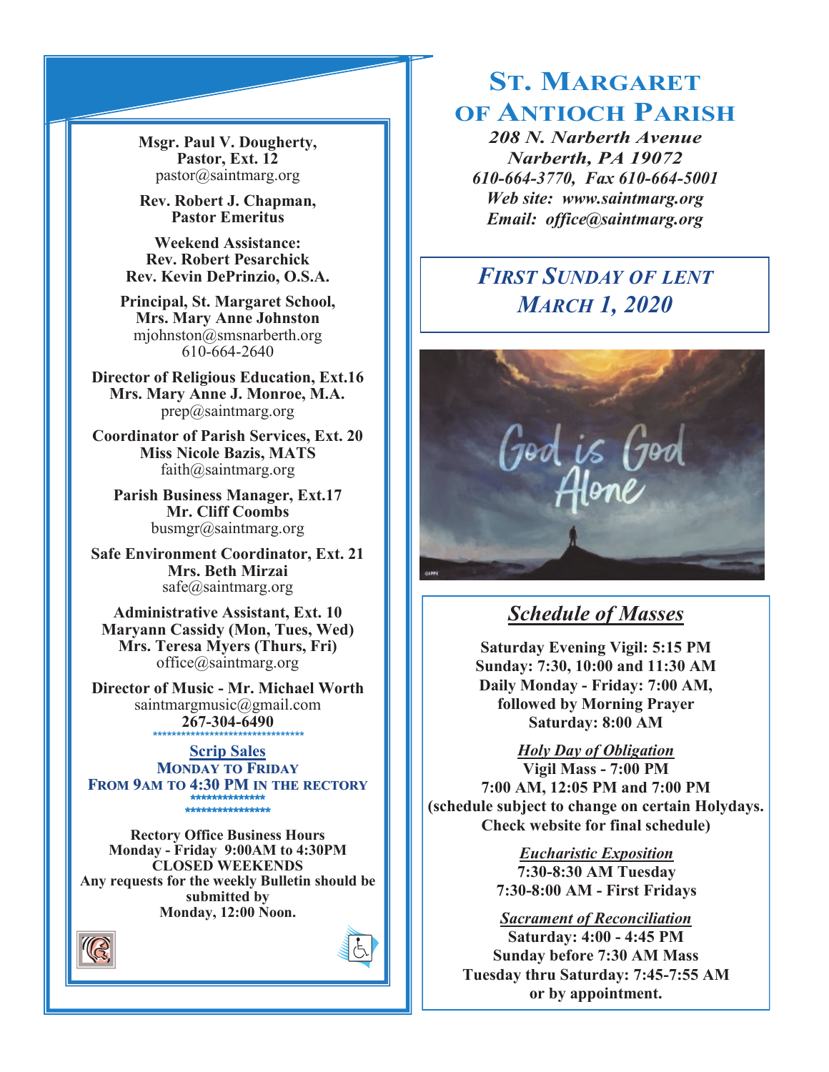# St. Margaret of Antioch Parish

***208 N. Narberth Avenue***
***Narberth, PA 19072***
***610-664-3770, Fax 610-664-5001***
***Web site: www.saintmarg.org***
***Email: office@saintmarg.org***

## *First Sunday of Lent*
## *March 1, 2020*

God is God Alone

## *Schedule of Masses*

**Saturday Evening Vigil: 5:15 PM**
**Sunday: 7:30, 10:00 and 11:30 AM**
**Daily Monday - Friday: 7:00 AM, followed by Morning Prayer**
**Saturday: 8:00 AM**

***Holy Day of Obligation***
**Vigil Mass - 7:00 PM**
**7:00 AM, 12:05 PM and 7:00 PM**
**(schedule subject to change on certain Holydays. Check website for final schedule)**

***Eucharistic Exposition***
**7:30-8:30 AM Tuesday**
**7:30-8:00 AM - First Fridays**

***Sacrament of Reconciliation***
**Saturday: 4:00 - 4:45 PM**
**Sunday before 7:30 AM Mass**
**Tuesday thru Saturday: 7:45-7:55 AM**
**or by appointment.**

---

**Msgr. Paul V. Dougherty, Pastor, Ext. 12**
pastor@saintmarg.org

**Rev. Robert J. Chapman, Pastor Emeritus**

**Weekend Assistance:**
**Rev. Robert Pesarchick**
**Rev. Kevin DePrinzio, O.S.A.**

**Principal, St. Margaret School, Mrs. Mary Anne Johnston**
mjohnston@smsnarberth.org
610-664-2640

**Director of Religious Education, Ext.16**
**Mrs. Mary Anne J. Monroe, M.A.**
prep@saintmarg.org

**Coordinator of Parish Services, Ext. 20**
**Miss Nicole Bazis, MATS**
faith@saintmarg.org

**Parish Business Manager, Ext.17**
**Mr. Cliff Coombs**
busmgr@saintmarg.org

**Safe Environment Coordinator, Ext. 21**
**Mrs. Beth Mirzai**
safe@saintmarg.org

**Administrative Assistant, Ext. 10**
**Maryann Cassidy (Mon, Tues, Wed)**
**Mrs. Teresa Myers (Thurs, Fri)**
office@saintmarg.org

**Director of Music - Mr. Michael Worth**
saintmargmusic@gmail.com
**267-304-6490**

********************************

**Scrip Sales**
**Monday to Friday**
**From 9AM to 4:30 PM in the Rectory**

**************
****************

**Rectory Office Business Hours**
**Monday - Friday 9:00AM to 4:30PM**
**CLOSED WEEKENDS**
**Any requests for the weekly Bulletin should be submitted by Monday, 12:00 Noon.**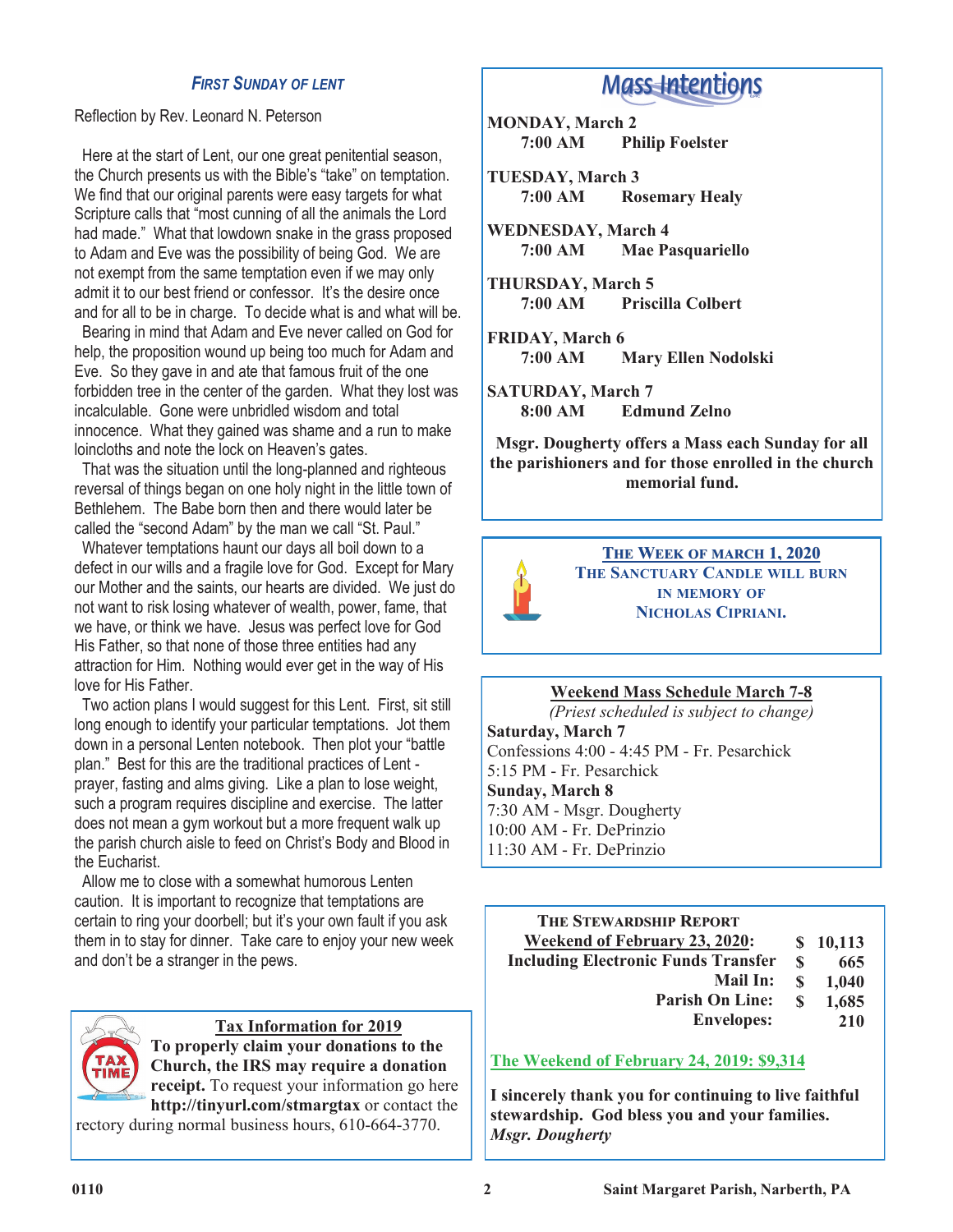## First Sunday of Lent

Reflection by Rev. Leonard N. Peterson

Here at the start of Lent, our one great penitential season, the Church presents us with the Bible's "take" on temptation. We find that our original parents were easy targets for what Scripture calls that "most cunning of all the animals the Lord had made." What that lowdown snake in the grass proposed to Adam and Eve was the possibility of being God. We are not exempt from the same temptation even if we may only admit it to our best friend or confessor. It's the desire once and for all to be in charge. To decide what is and what will be.

Bearing in mind that Adam and Eve never called on God for help, the proposition wound up being too much for Adam and Eve. So they gave in and ate that famous fruit of the one forbidden tree in the center of the garden. What they lost was incalculable. Gone were unbridled wisdom and total innocence. What they gained was shame and a run to make loincloths and note the lock on Heaven's gates.

That was the situation until the long-planned and righteous reversal of things began on one holy night in the little town of Bethlehem. The Babe born then and there would later be called the "second Adam" by the man we call "St. Paul."

Whatever temptations haunt our days all boil down to a defect in our wills and a fragile love for God. Except for Mary our Mother and the saints, our hearts are divided. We just do not want to risk losing whatever of wealth, power, fame, that we have, or think we have. Jesus was perfect love for God His Father, so that none of those three entities had any attraction for Him. Nothing would ever get in the way of His love for His Father.

Two action plans I would suggest for this Lent. First, sit still long enough to identify your particular temptations. Jot them down in a personal Lenten notebook. Then plot your "battle plan." Best for this are the traditional practices of Lent - prayer, fasting and alms giving. Like a plan to lose weight, such a program requires discipline and exercise. The latter does not mean a gym workout but a more frequent walk up the parish church aisle to feed on Christ's Body and Blood in the Eucharist.

Allow me to close with a somewhat humorous Lenten caution. It is important to recognize that temptations are certain to ring your doorbell; but it's your own fault if you ask them in to stay for dinner. Take care to enjoy your new week and don't be a stranger in the pews.

### Tax Information for 2019

**To properly claim your donations to the Church, the IRS may require a donation receipt.** To request your information go here **http://tinyurl.com/stmargtax** or contact the rectory during normal business hours, 610-664-3770.

## Mass Intentions

**MONDAY, March 2**
7:00 AM — **Philip Foelster**

**TUESDAY, March 3**
7:00 AM — **Rosemary Healy**

**WEDNESDAY, March 4**
7:00 AM — **Mae Pasquariello**

**THURSDAY, March 5**
7:00 AM — **Priscilla Colbert**

**FRIDAY, March 6**
7:00 AM — **Mary Ellen Nodolski**

**SATURDAY, March 7**
8:00 AM — **Edmund Zelno**

**Msgr. Dougherty offers a Mass each Sunday for all the parishioners and for those enrolled in the church memorial fund.**

### The Week of March 1, 2020

The Sanctuary Candle will burn in memory of Nicholas Cipriani.

### Weekend Mass Schedule March 7-8

*(Priest scheduled is subject to change)*

**Saturday, March 7**
Confessions 4:00 - 4:45 PM - Fr. Pesarchick
5:15 PM - Fr. Pesarchick

**Sunday, March 8**
7:30 AM - Msgr. Dougherty
10:00 AM - Fr. DePrinzio
11:30 AM - Fr. DePrinzio

### The Stewardship Report

| | | |
|---|---|---|
| **Weekend of February 23, 2020:** | $ | 10,113 |
| **Including Electronic Funds Transfer** | $ | 665 |
| **Mail In:** | $ | 1,040 |
| **Parish On Line:** | $ | 1,685 |
| **Envelopes:** | | 210 |

The Weekend of February 24, 2019: $9,314

**I sincerely thank you for continuing to live faithful stewardship. God bless you and your families.**
***Msgr. Dougherty***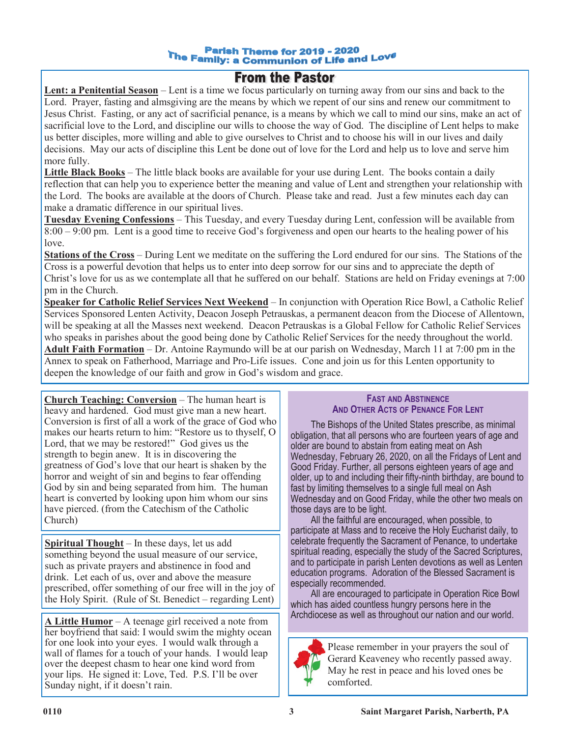Parish Theme for 2019 - 2020
The Family: a Communion of Life and Love

# From the Pastor

**Lent: a Penitential Season** – Lent is a time we focus particularly on turning away from our sins and back to the Lord. Prayer, fasting and almsgiving are the means by which we repent of our sins and renew our commitment to Jesus Christ. Fasting, or any act of sacrificial penance, is a means by which we call to mind our sins, make an act of sacrificial love to the Lord, and discipline our wills to choose the way of God. The discipline of Lent helps to make us better disciples, more willing and able to give ourselves to Christ and to choose his will in our lives and daily decisions. May our acts of discipline this Lent be done out of love for the Lord and help us to love and serve him more fully.

**Little Black Books** – The little black books are available for your use during Lent. The books contain a daily reflection that can help you to experience better the meaning and value of Lent and strengthen your relationship with the Lord. The books are available at the doors of Church. Please take and read. Just a few minutes each day can make a dramatic difference in our spiritual lives.

**Tuesday Evening Confessions** – This Tuesday, and every Tuesday during Lent, confession will be available from 8:00 – 9:00 pm. Lent is a good time to receive God's forgiveness and open our hearts to the healing power of his love.

**Stations of the Cross** – During Lent we meditate on the suffering the Lord endured for our sins. The Stations of the Cross is a powerful devotion that helps us to enter into deep sorrow for our sins and to appreciate the depth of Christ's love for us as we contemplate all that he suffered on our behalf. Stations are held on Friday evenings at 7:00 pm in the Church.

**Speaker for Catholic Relief Services Next Weekend** – In conjunction with Operation Rice Bowl, a Catholic Relief Services Sponsored Lenten Activity, Deacon Joseph Petrauskas, a permanent deacon from the Diocese of Allentown, will be speaking at all the Masses next weekend. Deacon Petrauskas is a Global Fellow for Catholic Relief Services who speaks in parishes about the good being done by Catholic Relief Services for the needy throughout the world.

**Adult Faith Formation** – Dr. Antoine Raymundo will be at our parish on Wednesday, March 11 at 7:00 pm in the Annex to speak on Fatherhood, Marriage and Pro-Life issues. Cone and join us for this Lenten opportunity to deepen the knowledge of our faith and grow in God's wisdom and grace.

**Church Teaching: Conversion** – The human heart is heavy and hardened. God must give man a new heart. Conversion is first of all a work of the grace of God who makes our hearts return to him: "Restore us to thyself, O Lord, that we may be restored!" God gives us the strength to begin anew. It is in discovering the greatness of God's love that our heart is shaken by the horror and weight of sin and begins to fear offending God by sin and being separated from him. The human heart is converted by looking upon him whom our sins have pierced. (from the Catechism of the Catholic Church)

**Spiritual Thought** – In these days, let us add something beyond the usual measure of our service, such as private prayers and abstinence in food and drink. Let each of us, over and above the measure prescribed, offer something of our free will in the joy of the Holy Spirit. (Rule of St. Benedict – regarding Lent)

**A Little Humor** – A teenage girl received a note from her boyfriend that said: I would swim the mighty ocean for one look into your eyes. I would walk through a wall of flames for a touch of your hands. I would leap over the deepest chasm to hear one kind word from your lips. He signed it: Love, Ted. P.S. I'll be over Sunday night, if it doesn't rain.

## Fast and Abstinence And Other Acts of Penance For Lent

The Bishops of the United States prescribe, as minimal obligation, that all persons who are fourteen years of age and older are bound to abstain from eating meat on Ash Wednesday, February 26, 2020, on all the Fridays of Lent and Good Friday. Further, all persons eighteen years of age and older, up to and including their fifty-ninth birthday, are bound to fast by limiting themselves to a single full meal on Ash Wednesday and on Good Friday, while the other two meals on those days are to be light.

All the faithful are encouraged, when possible, to participate at Mass and to receive the Holy Eucharist daily, to celebrate frequently the Sacrament of Penance, to undertake spiritual reading, especially the study of the Sacred Scriptures, and to participate in parish Lenten devotions as well as Lenten education programs. Adoration of the Blessed Sacrament is especially recommended.

All are encouraged to participate in Operation Rice Bowl which has aided countless hungry persons here in the Archdiocese as well as throughout our nation and our world.

Please remember in your prayers the soul of Gerard Keaveney who recently passed away. May he rest in peace and his loved ones be comforted.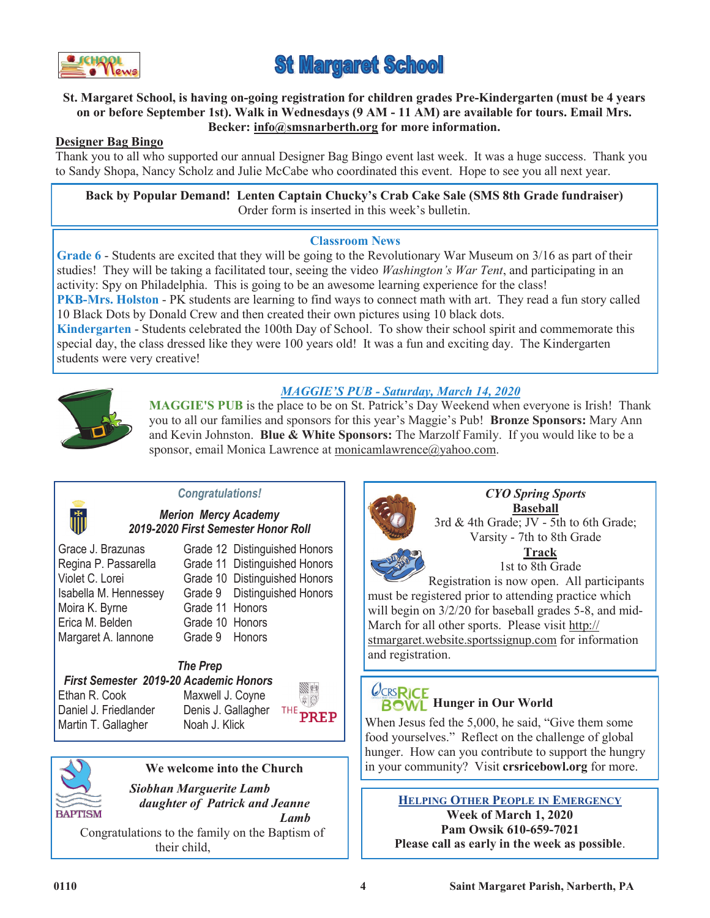# St Margaret School

**St. Margaret School, is having on-going registration for children grades Pre-Kindergarten (must be 4 years on or before September 1st). Walk in Wednesdays (9 AM - 11 AM) are available for tours. Email Mrs. Becker: info@smsnarberth.org for more information.**

**Designer Bag Bingo**

Thank you to all who supported our annual Designer Bag Bingo event last week. It was a huge success. Thank you to Sandy Shopa, Nancy Scholz and Julie McCabe who coordinated this event. Hope to see you all next year.

**Back by Popular Demand! Lenten Captain Chucky's Crab Cake Sale (SMS 8th Grade fundraiser)**
Order form is inserted in this week's bulletin.

## Classroom News

**Grade 6** - Students are excited that they will be going to the Revolutionary War Museum on 3/16 as part of their studies! They will be taking a facilitated tour, seeing the video *Washington's War Tent*, and participating in an activity: Spy on Philadelphia. This is going to be an awesome learning experience for the class!

**PKB-Mrs. Holston** - PK students are learning to find ways to connect math with art. They read a fun story called 10 Black Dots by Donald Crew and then created their own pictures using 10 black dots.

**Kindergarten** - Students celebrated the 100th Day of School. To show their school spirit and commemorate this special day, the class dressed like they were 100 years old! It was a fun and exciting day. The Kindergarten students were very creative!

## *MAGGIE'S PUB - Saturday, March 14, 2020*

**MAGGIE'S PUB** is the place to be on St. Patrick's Day Weekend when everyone is Irish! Thank you to all our families and sponsors for this year's Maggie's Pub! **Bronze Sponsors:** Mary Ann and Kevin Johnston. **Blue & White Sponsors:** The Marzolf Family. If you would like to be a sponsor, email Monica Lawrence at monicamlawrence@yahoo.com.

### *Congratulations!*

***Merion Mercy Academy***
***2019-2020 First Semester Honor Roll***

| | | |
|---|---|---|
| Grace J. Brazunas | Grade 12 | Distinguished Honors |
| Regina P. Passarella | Grade 11 | Distinguished Honors |
| Violet C. Lorei | Grade 10 | Distinguished Honors |
| Isabella M. Hennessey | Grade 9 | Distinguished Honors |
| Moira K. Byrne | Grade 11 | Honors |
| Erica M. Belden | Grade 10 | Honors |
| Margaret A. Iannone | Grade 9 | Honors |

***The Prep***
***First Semester 2019-20 Academic Honors***

| | |
|---|---|
| Ethan R. Cook | Maxwell J. Coyne |
| Daniel J. Friedlander | Denis J. Gallagher |
| Martin T. Gallagher | Noah J. Klick |

### We welcome into the Church

*Siobhan Marguerite Lamb*
*daughter of Patrick and Jeanne Lamb*

Congratulations to the family on the Baptism of their child,

### *CYO Spring Sports*

**Baseball**
3rd & 4th Grade; JV - 5th to 6th Grade; Varsity - 7th to 8th Grade

**Track**
1st to 8th Grade

Registration is now open. All participants must be registered prior to attending practice which will begin on 3/2/20 for baseball grades 5-8, and mid-March for all other sports. Please visit http://stmargaret.website.sportssignup.com for information and registration.

### CRS Rice Bowl — Hunger in Our World

When Jesus fed the 5,000, he said, "Give them some food yourselves." Reflect on the challenge of global hunger. How can you contribute to support the hungry in your community? Visit **crsricebowl.org** for more.

### HELPING OTHER PEOPLE IN EMERGENCY

**Week of March 1, 2020**
**Pam Owsik 610-659-7021**
**Please call as early in the week as possible**.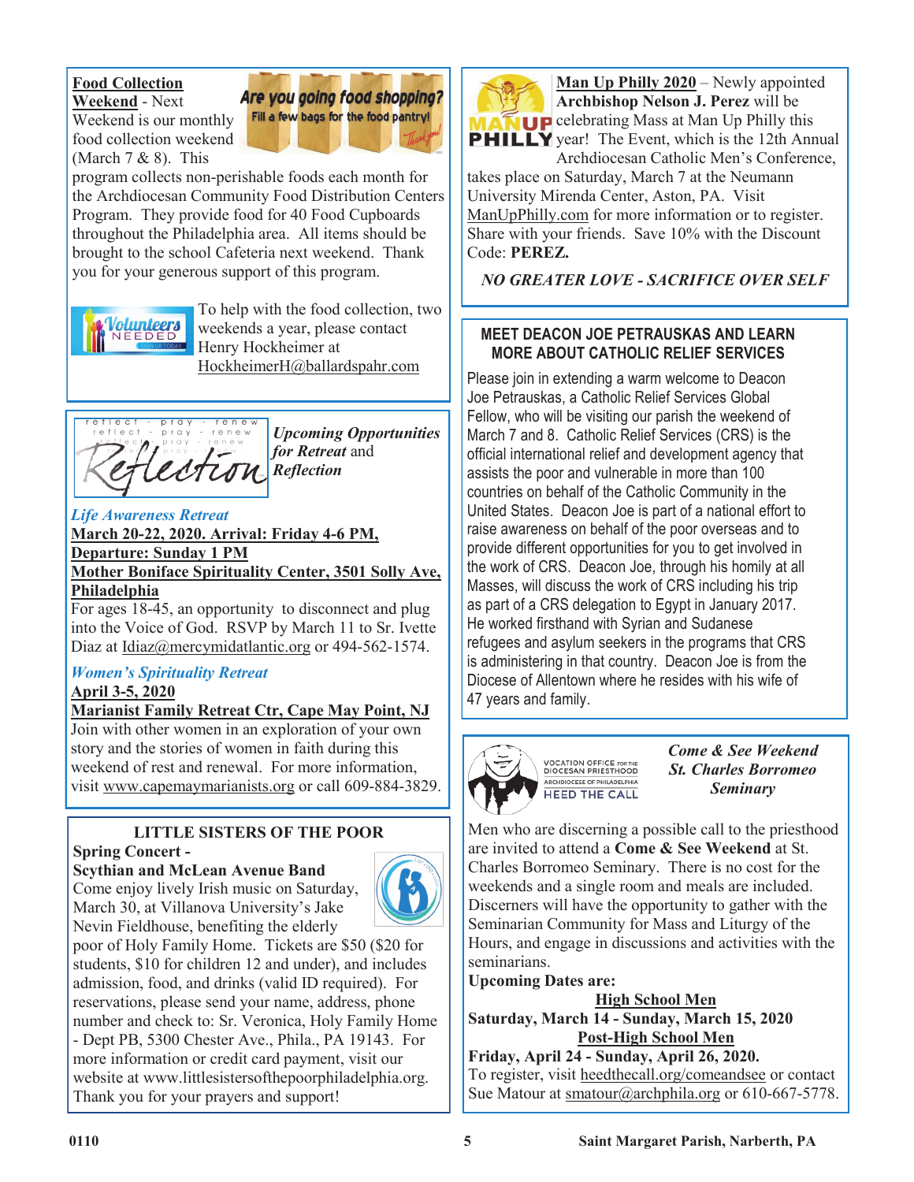**Food Collection Weekend** - Next Weekend is our monthly food collection weekend (March 7 & 8). This program collects non-perishable foods each month for the Archdiocesan Community Food Distribution Centers Program. They provide food for 40 Food Cupboards throughout the Philadelphia area. All items should be brought to the school Cafeteria next weekend. Thank you for your generous support of this program.

Are you going food shopping? Fill a few bags for the food pantry! Thank you!

Volunteers NEEDED SIGN UP TODAY

To help with the food collection, two weekends a year, please contact Henry Hockheimer at HockheimerH@ballardspahr.com

reflect - pray - renew

Reflection

***Upcoming Opportunities for Retreat** and **Reflection***

***Life Awareness Retreat***

**March 20-22, 2020. Arrival: Friday 4-6 PM, Departure: Sunday 1 PM**

**Mother Boniface Spirituality Center, 3501 Solly Ave, Philadelphia**

For ages 18-45, an opportunity to disconnect and plug into the Voice of God. RSVP by March 11 to Sr. Ivette Diaz at Idiaz@mercymidatlantic.org or 494-562-1574.

***Women's Spirituality Retreat***

**April 3-5, 2020**

**Marianist Family Retreat Ctr, Cape May Point, NJ**

Join with other women in an exploration of your own story and the stories of women in faith during this weekend of rest and renewal. For more information, visit www.capemaymarianists.org or call 609-884-3829.

## LITTLE SISTERS OF THE POOR

**Spring Concert - Scythian and McLean Avenue Band**

Come enjoy lively Irish music on Saturday, March 30, at Villanova University's Jake Nevin Fieldhouse, benefiting the elderly poor of Holy Family Home. Tickets are $50 ($20 for students, $10 for children 12 and under), and includes admission, food, and drinks (valid ID required). For reservations, please send your name, address, phone number and check to: Sr. Veronica, Holy Family Home - Dept PB, 5300 Chester Ave., Phila., PA 19143. For more information or credit card payment, visit our website at www.littlesistersofthepoorphiladelphia.org. Thank you for your prayers and support!

MAN UP PHILLY

**Man Up Philly 2020** – Newly appointed **Archbishop Nelson J. Perez** will be celebrating Mass at Man Up Philly this year! The Event, which is the 12th Annual Archdiocesan Catholic Men's Conference, takes place on Saturday, March 7 at the Neumann University Mirenda Center, Aston, PA. Visit ManUpPhilly.com for more information or to register. Share with your friends. Save 10% with the Discount Code: **PEREZ.**

***NO GREATER LOVE - SACRIFICE OVER SELF***

## MEET DEACON JOE PETRAUSKAS AND LEARN MORE ABOUT CATHOLIC RELIEF SERVICES

Please join in extending a warm welcome to Deacon Joe Petrauskas, a Catholic Relief Services Global Fellow, who will be visiting our parish the weekend of March 7 and 8. Catholic Relief Services (CRS) is the official international relief and development agency that assists the poor and vulnerable in more than 100 countries on behalf of the Catholic Community in the United States. Deacon Joe is part of a national effort to raise awareness on behalf of the poor overseas and to provide different opportunities for you to get involved in the work of CRS. Deacon Joe, through his homily at all Masses, will discuss the work of CRS including his trip as part of a CRS delegation to Egypt in January 2017. He worked firsthand with Syrian and Sudanese refugees and asylum seekers in the programs that CRS is administering in that country. Deacon Joe is from the Diocese of Allentown where he resides with his wife of 47 years and family.

VOCATION OFFICE FOR THE DIOCESAN PRIESTHOOD ARCHDIOCESE OF PHILADELPHIA HEED THE CALL

***Come & See Weekend St. Charles Borromeo Seminary***

Men who are discerning a possible call to the priesthood are invited to attend a **Come & See Weekend** at St. Charles Borromeo Seminary. There is no cost for the weekends and a single room and meals are included. Discerners will have the opportunity to gather with the Seminarian Community for Mass and Liturgy of the Hours, and engage in discussions and activities with the seminarians.

**Upcoming Dates are:**

**High School Men**

**Saturday, March 14 - Sunday, March 15, 2020**

**Post-High School Men**

**Friday, April 24 - Sunday, April 26, 2020.**

To register, visit heedthecall.org/comeandsee or contact Sue Matour at smatour@archphila.org or 610-667-5778.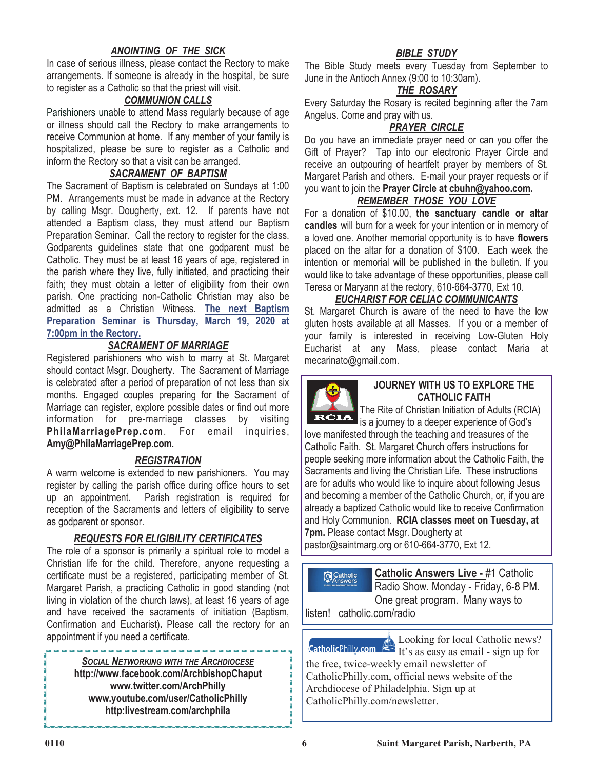### *ANOINTING OF THE SICK*

In case of serious illness, please contact the Rectory to make arrangements. If someone is already in the hospital, be sure to register as a Catholic so that the priest will visit.

### *COMMUNION CALLS*

Parishioners unable to attend Mass regularly because of age or illness should call the Rectory to make arrangements to receive Communion at home. If any member of your family is hospitalized, please be sure to register as a Catholic and inform the Rectory so that a visit can be arranged.

### *SACRAMENT OF BAPTISM*

The Sacrament of Baptism is celebrated on Sundays at 1:00 PM. Arrangements must be made in advance at the Rectory by calling Msgr. Dougherty, ext. 12. If parents have not attended a Baptism class, they must attend our Baptism Preparation Seminar. Call the rectory to register for the class. Godparents guidelines state that one godparent must be Catholic. They must be at least 16 years of age, registered in the parish where they live, fully initiated, and practicing their faith; they must obtain a letter of eligibility from their own parish. One practicing non-Catholic Christian may also be admitted as a Christian Witness. **The next Baptism Preparation Seminar is Thursday, March 19, 2020 at 7:00pm in the Rectory.**

### *SACRAMENT OF MARRIAGE*

Registered parishioners who wish to marry at St. Margaret should contact Msgr. Dougherty. The Sacrament of Marriage is celebrated after a period of preparation of not less than six months. Engaged couples preparing for the Sacrament of Marriage can register, explore possible dates or find out more information for pre-marriage classes by visiting **PhilaMarriagePrep.com**. For email inquiries, **Amy@PhilaMarriagePrep.com.**

### *REGISTRATION*

A warm welcome is extended to new parishioners. You may register by calling the parish office during office hours to set up an appointment. Parish registration is required for reception of the Sacraments and letters of eligibility to serve as godparent or sponsor.

### *REQUESTS FOR ELIGIBILITY CERTIFICATES*

The role of a sponsor is primarily a spiritual role to model a Christian life for the child. Therefore, anyone requesting a certificate must be a registered, participating member of St. Margaret Parish, a practicing Catholic in good standing (not living in violation of the church laws), at least 16 years of age and have received the sacraments of initiation (Baptism, Confirmation and Eucharist). Please call the rectory for an appointment if you need a certificate.

### *SOCIAL NETWORKING WITH THE ARCHDIOCESE*

**http://www.facebook.com/ArchbishopChaput**
**www.twitter.com/ArchPhilly**
**www.youtube.com/user/CatholicPhilly**
**http:livestream.com/archphila**

### *BIBLE STUDY*

The Bible Study meets every Tuesday from September to June in the Antioch Annex (9:00 to 10:30am).

### *THE ROSARY*

Every Saturday the Rosary is recited beginning after the 7am Angelus. Come and pray with us.

### *PRAYER CIRCLE*

Do you have an immediate prayer need or can you offer the Gift of Prayer? Tap into our electronic Prayer Circle and receive an outpouring of heartfelt prayer by members of St. Margaret Parish and others. E-mail your prayer requests or if you want to join the **Prayer Circle at cbuhn@yahoo.com.**

### *REMEMBER THOSE YOU LOVE*

For a donation of $10.00, **the sanctuary candle or altar candles** will burn for a week for your intention or in memory of a loved one. Another memorial opportunity is to have **flowers** placed on the altar for a donation of $100. Each week the intention or memorial will be published in the bulletin. If you would like to take advantage of these opportunities, please call Teresa or Maryann at the rectory, 610-664-3770, Ext 10.

### *EUCHARIST FOR CELIAC COMMUNICANTS*

St. Margaret Church is aware of the need to have the low gluten hosts available at all Masses. If you or a member of your family is interested in receiving Low-Gluten Holy Eucharist at any Mass, please contact Maria at mecarinato@gmail.com.

### JOURNEY WITH US TO EXPLORE THE CATHOLIC FAITH

RCIA

The Rite of Christian Initiation of Adults (RCIA) is a journey to a deeper experience of God's love manifested through the teaching and treasures of the Catholic Faith. St. Margaret Church offers instructions for people seeking more information about the Catholic Faith, the Sacraments and living the Christian Life. These instructions are for adults who would like to inquire about following Jesus and becoming a member of the Catholic Church, or, if you are already a baptized Catholic would like to receive Confirmation and Holy Communion. **RCIA classes meet on Tuesday, at 7pm.** Please contact Msgr. Dougherty at pastor@saintmarg.org or 610-664-3770, Ext 12.

**Catholic Answers Live -** #1 Catholic Radio Show. Monday - Friday, 6-8 PM. One great program. Many ways to listen! catholic.com/radio

Looking for local Catholic news? It's as easy as email - sign up for the free, twice-weekly email newsletter of CatholicPhilly.com, official news website of the Archdiocese of Philadelphia. Sign up at CatholicPhilly.com/newsletter.